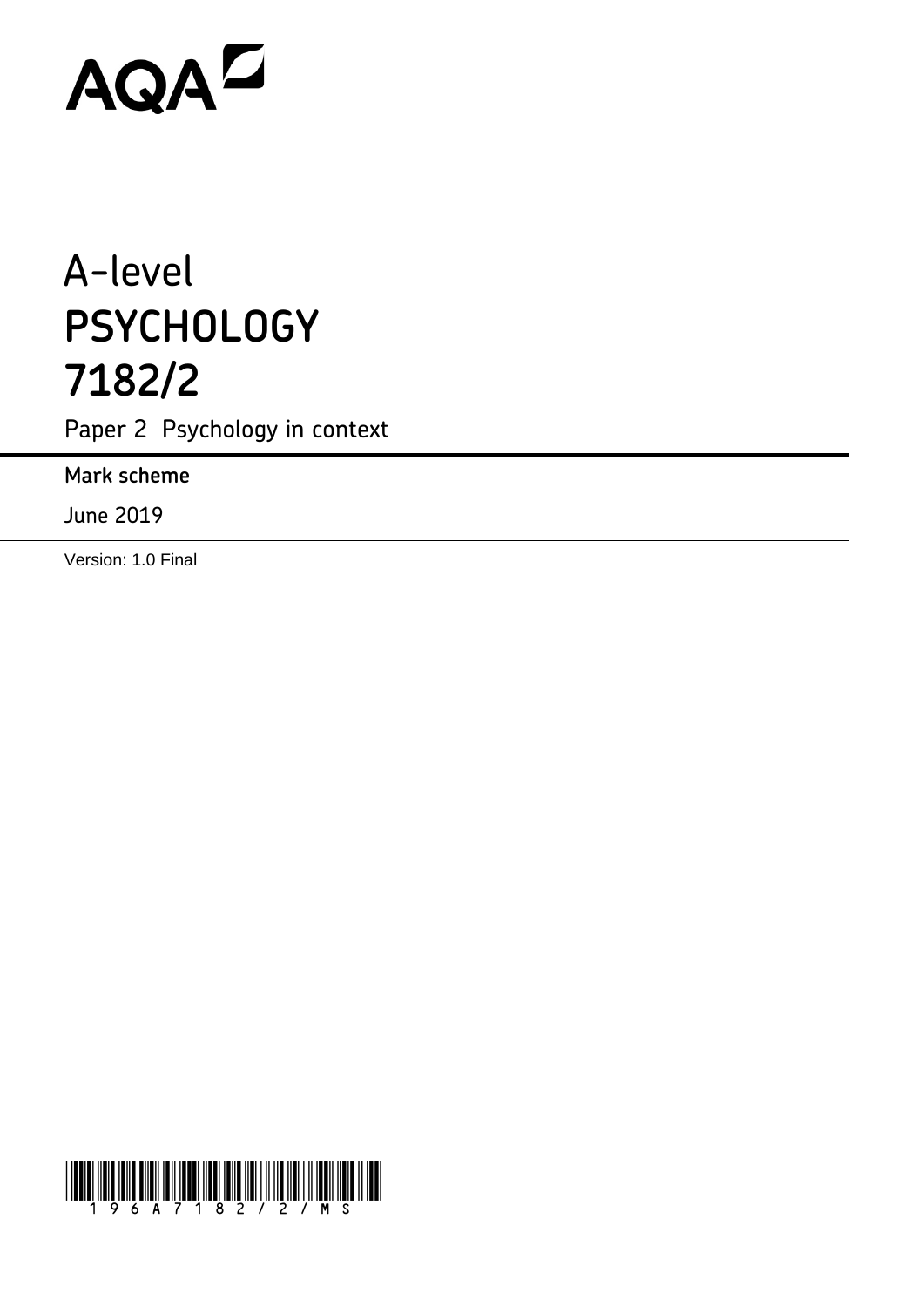AQA

# A-level
# PSYCHOLOGY
# 7182/2

Paper 2 Psychology in context

**Mark scheme**

June 2019

Version: 1.0 Final

196A7182/2/MS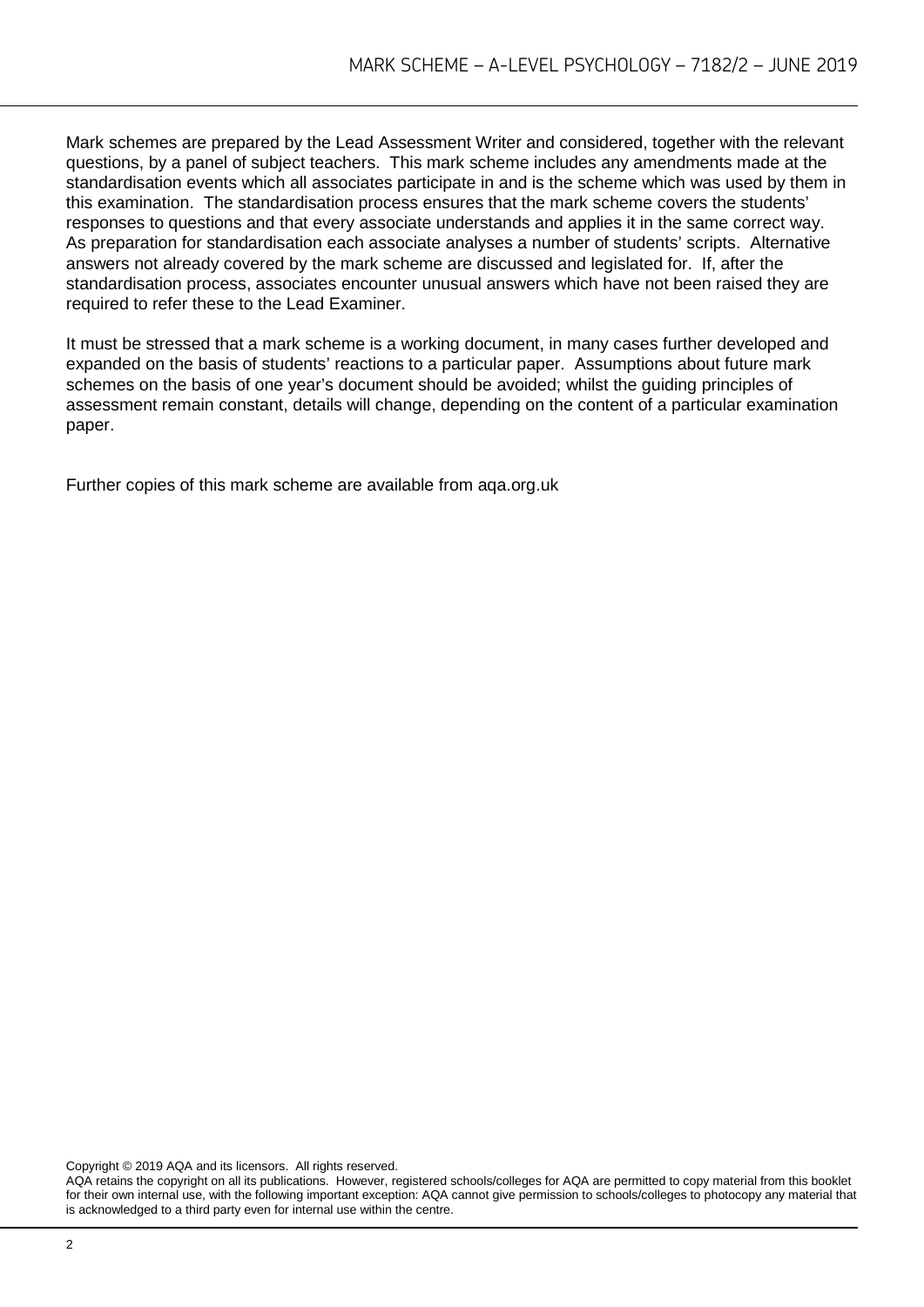Mark schemes are prepared by the Lead Assessment Writer and considered, together with the relevant questions, by a panel of subject teachers. This mark scheme includes any amendments made at the standardisation events which all associates participate in and is the scheme which was used by them in this examination. The standardisation process ensures that the mark scheme covers the students' responses to questions and that every associate understands and applies it in the same correct way. As preparation for standardisation each associate analyses a number of students' scripts. Alternative answers not already covered by the mark scheme are discussed and legislated for. If, after the standardisation process, associates encounter unusual answers which have not been raised they are required to refer these to the Lead Examiner.

It must be stressed that a mark scheme is a working document, in many cases further developed and expanded on the basis of students' reactions to a particular paper. Assumptions about future mark schemes on the basis of one year's document should be avoided; whilst the guiding principles of assessment remain constant, details will change, depending on the content of a particular examination paper.

Further copies of this mark scheme are available from aqa.org.uk

Copyright © 2019 AQA and its licensors. All rights reserved.
AQA retains the copyright on all its publications. However, registered schools/colleges for AQA are permitted to copy material from this booklet for their own internal use, with the following important exception: AQA cannot give permission to schools/colleges to photocopy any material that is acknowledged to a third party even for internal use within the centre.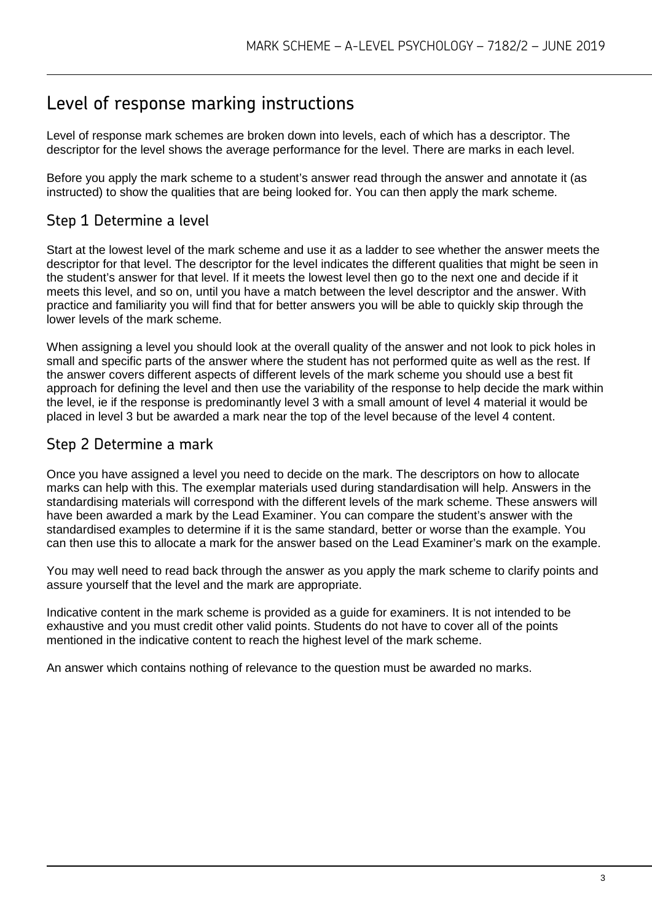# Level of response marking instructions

Level of response mark schemes are broken down into levels, each of which has a descriptor. The descriptor for the level shows the average performance for the level. There are marks in each level.

Before you apply the mark scheme to a student's answer read through the answer and annotate it (as instructed) to show the qualities that are being looked for. You can then apply the mark scheme.

## Step 1 Determine a level

Start at the lowest level of the mark scheme and use it as a ladder to see whether the answer meets the descriptor for that level. The descriptor for the level indicates the different qualities that might be seen in the student's answer for that level. If it meets the lowest level then go to the next one and decide if it meets this level, and so on, until you have a match between the level descriptor and the answer. With practice and familiarity you will find that for better answers you will be able to quickly skip through the lower levels of the mark scheme.

When assigning a level you should look at the overall quality of the answer and not look to pick holes in small and specific parts of the answer where the student has not performed quite as well as the rest. If the answer covers different aspects of different levels of the mark scheme you should use a best fit approach for defining the level and then use the variability of the response to help decide the mark within the level, ie if the response is predominantly level 3 with a small amount of level 4 material it would be placed in level 3 but be awarded a mark near the top of the level because of the level 4 content.

## Step 2 Determine a mark

Once you have assigned a level you need to decide on the mark. The descriptors on how to allocate marks can help with this. The exemplar materials used during standardisation will help. Answers in the standardising materials will correspond with the different levels of the mark scheme. These answers will have been awarded a mark by the Lead Examiner. You can compare the student's answer with the standardised examples to determine if it is the same standard, better or worse than the example. You can then use this to allocate a mark for the answer based on the Lead Examiner's mark on the example.

You may well need to read back through the answer as you apply the mark scheme to clarify points and assure yourself that the level and the mark are appropriate.

Indicative content in the mark scheme is provided as a guide for examiners. It is not intended to be exhaustive and you must credit other valid points. Students do not have to cover all of the points mentioned in the indicative content to reach the highest level of the mark scheme.

An answer which contains nothing of relevance to the question must be awarded no marks.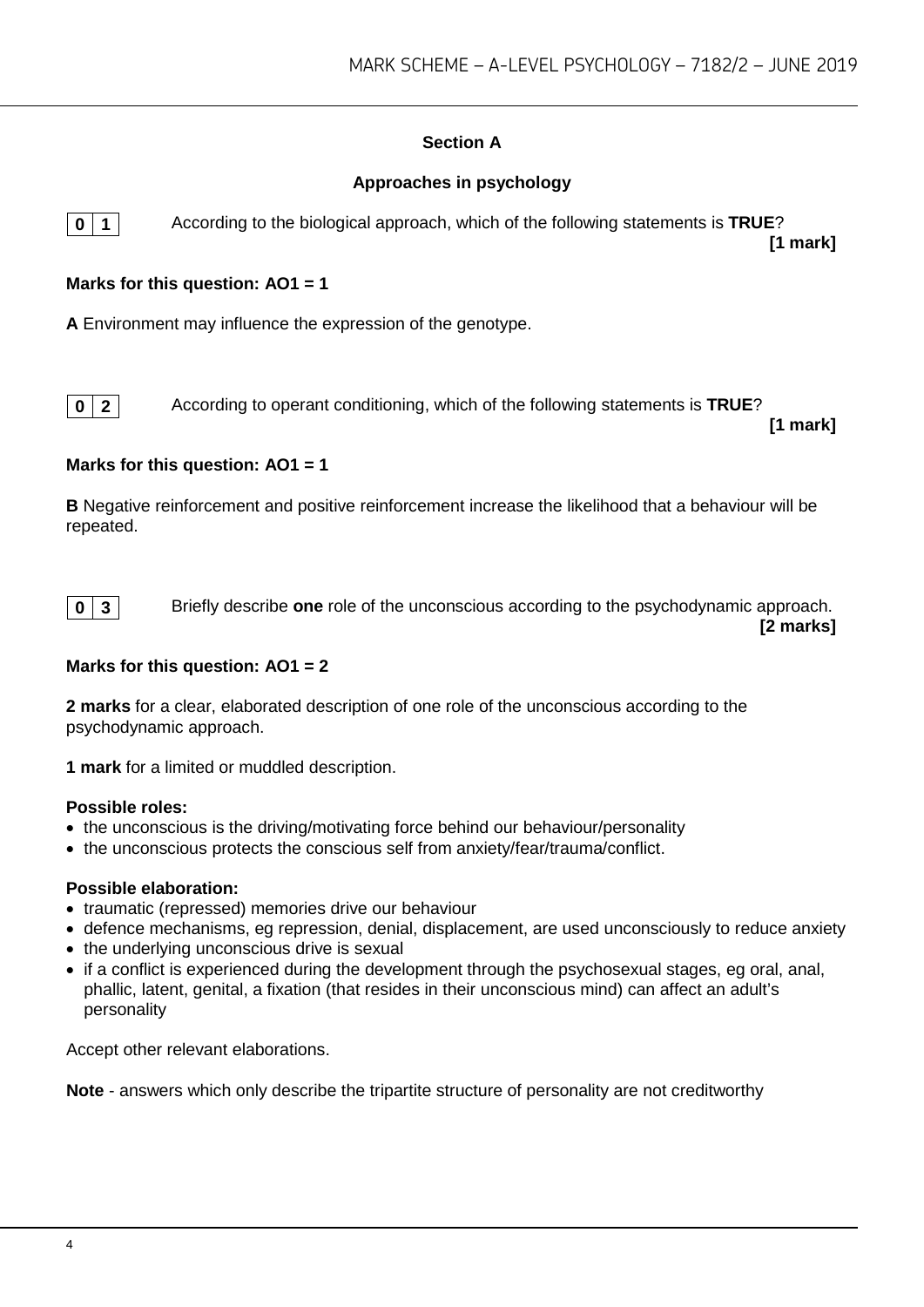## Section A

### Approaches in psychology

**0 1** According to the biological approach, which of the following statements is **TRUE**? **[1 mark]**

**Marks for this question: AO1 = 1**

**A** Environment may influence the expression of the genotype.

**0 2** According to operant conditioning, which of the following statements is **TRUE**? **[1 mark]**

**Marks for this question: AO1 = 1**

**B** Negative reinforcement and positive reinforcement increase the likelihood that a behaviour will be repeated.

**0 3** Briefly describe **one** role of the unconscious according to the psychodynamic approach. **[2 marks]**

**Marks for this question: AO1 = 2**

**2 marks** for a clear, elaborated description of one role of the unconscious according to the psychodynamic approach.

**1 mark** for a limited or muddled description.

**Possible roles:**

- the unconscious is the driving/motivating force behind our behaviour/personality
- the unconscious protects the conscious self from anxiety/fear/trauma/conflict.

**Possible elaboration:**

- traumatic (repressed) memories drive our behaviour
- defence mechanisms, eg repression, denial, displacement, are used unconsciously to reduce anxiety
- the underlying unconscious drive is sexual
- if a conflict is experienced during the development through the psychosexual stages, eg oral, anal, phallic, latent, genital, a fixation (that resides in their unconscious mind) can affect an adult's personality

Accept other relevant elaborations.

**Note** - answers which only describe the tripartite structure of personality are not creditworthy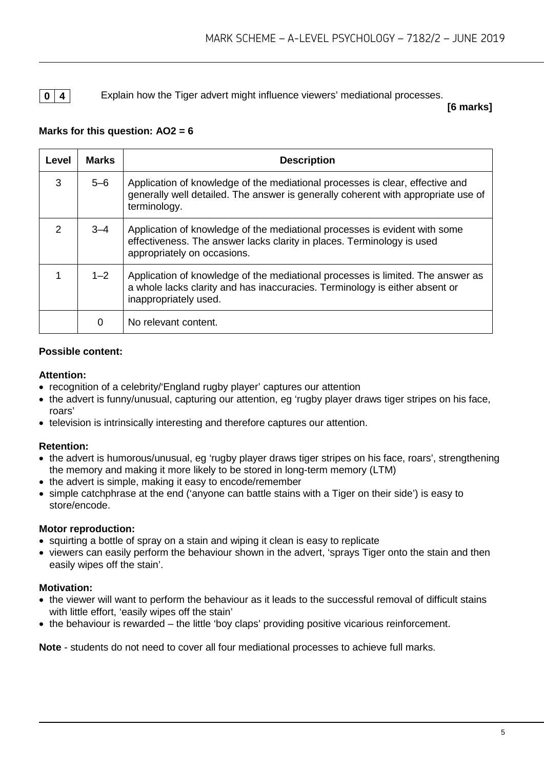**0 4** Explain how the Tiger advert might influence viewers' mediational processes.

**[6 marks]**

**Marks for this question: AO2 = 6**

| Level | Marks | Description |
|---|---|---|
| 3 | 5–6 | Application of knowledge of the mediational processes is clear, effective and generally well detailed. The answer is generally coherent with appropriate use of terminology. |
| 2 | 3–4 | Application of knowledge of the mediational processes is evident with some effectiveness. The answer lacks clarity in places. Terminology is used appropriately on occasions. |
| 1 | 1–2 | Application of knowledge of the mediational processes is limited. The answer as a whole lacks clarity and has inaccuracies. Terminology is either absent or inappropriately used. |
| | 0 | No relevant content. |

**Possible content:**

**Attention:**

- recognition of a celebrity/'England rugby player' captures our attention
- the advert is funny/unusual, capturing our attention, eg 'rugby player draws tiger stripes on his face, roars'
- television is intrinsically interesting and therefore captures our attention.

**Retention:**

- the advert is humorous/unusual, eg 'rugby player draws tiger stripes on his face, roars', strengthening the memory and making it more likely to be stored in long-term memory (LTM)
- the advert is simple, making it easy to encode/remember
- simple catchphrase at the end ('anyone can battle stains with a Tiger on their side') is easy to store/encode.

**Motor reproduction:**

- squirting a bottle of spray on a stain and wiping it clean is easy to replicate
- viewers can easily perform the behaviour shown in the advert, 'sprays Tiger onto the stain and then easily wipes off the stain'.

**Motivation:**

- the viewer will want to perform the behaviour as it leads to the successful removal of difficult stains with little effort, 'easily wipes off the stain'
- the behaviour is rewarded – the little 'boy claps' providing positive vicarious reinforcement.

**Note** - students do not need to cover all four mediational processes to achieve full marks.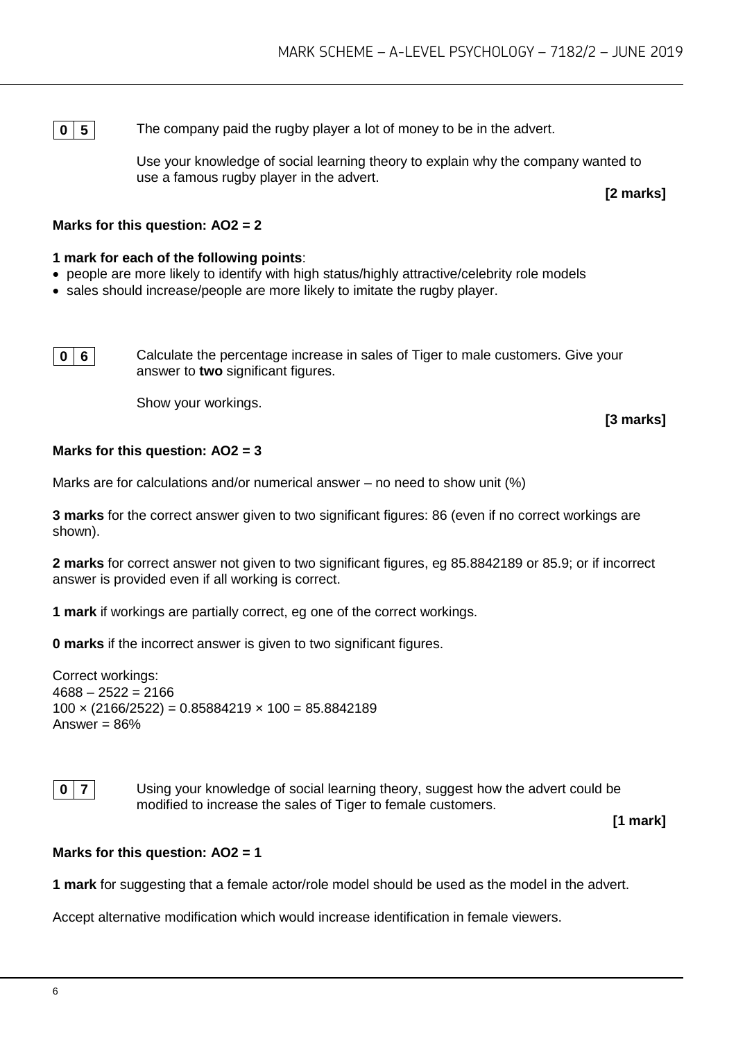**0 5** The company paid the rugby player a lot of money to be in the advert.

Use your knowledge of social learning theory to explain why the company wanted to use a famous rugby player in the advert.

**[2 marks]**

**Marks for this question: AO2 = 2**

**1 mark for each of the following points**:

- people are more likely to identify with high status/highly attractive/celebrity role models
- sales should increase/people are more likely to imitate the rugby player.

**0 6** Calculate the percentage increase in sales of Tiger to male customers. Give your answer to **two** significant figures.

Show your workings.

**[3 marks]**

**Marks for this question: AO2 = 3**

Marks are for calculations and/or numerical answer – no need to show unit (%)

**3 marks** for the correct answer given to two significant figures: 86 (even if no correct workings are shown).

**2 marks** for correct answer not given to two significant figures, eg 85.8842189 or 85.9; or if incorrect answer is provided even if all working is correct.

**1 mark** if workings are partially correct, eg one of the correct workings.

**0 marks** if the incorrect answer is given to two significant figures.

Correct workings:
$4688 - 2522 = 2166$
$100 \times (2166/2522) = 0.85884219 \times 100 = 85.8842189$
Answer = 86%

**0 7** Using your knowledge of social learning theory, suggest how the advert could be modified to increase the sales of Tiger to female customers.

**[1 mark]**

**Marks for this question: AO2 = 1**

**1 mark** for suggesting that a female actor/role model should be used as the model in the advert.

Accept alternative modification which would increase identification in female viewers.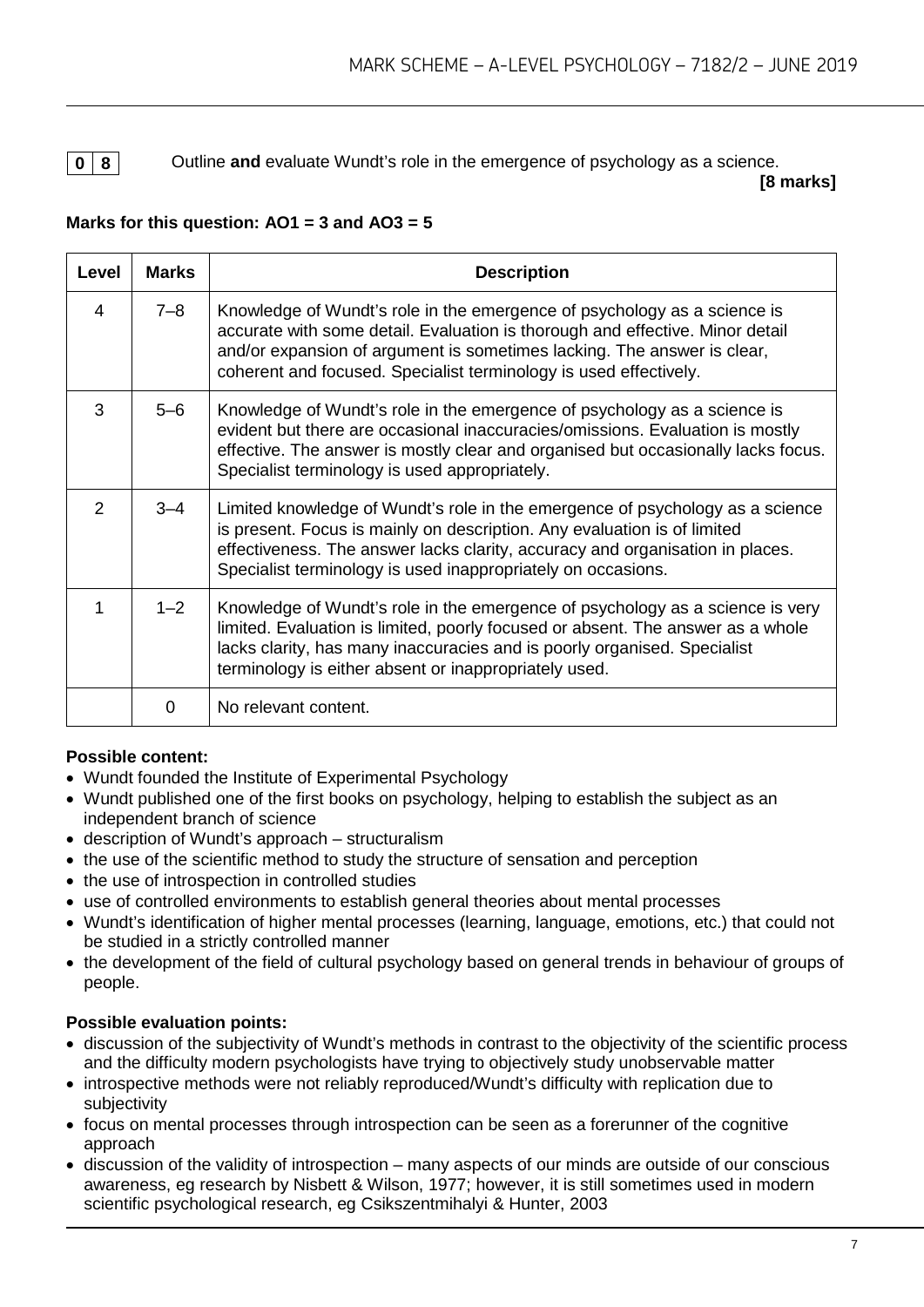**0 8** Outline **and** evaluate Wundt's role in the emergence of psychology as a science.

**[8 marks]**

**Marks for this question: AO1 = 3 and AO3 = 5**

| Level | Marks | Description |
|---|---|---|
| 4 | 7–8 | Knowledge of Wundt's role in the emergence of psychology as a science is accurate with some detail. Evaluation is thorough and effective. Minor detail and/or expansion of argument is sometimes lacking. The answer is clear, coherent and focused. Specialist terminology is used effectively. |
| 3 | 5–6 | Knowledge of Wundt's role in the emergence of psychology as a science is evident but there are occasional inaccuracies/omissions. Evaluation is mostly effective. The answer is mostly clear and organised but occasionally lacks focus. Specialist terminology is used appropriately. |
| 2 | 3–4 | Limited knowledge of Wundt's role in the emergence of psychology as a science is present. Focus is mainly on description. Any evaluation is of limited effectiveness. The answer lacks clarity, accuracy and organisation in places. Specialist terminology is used inappropriately on occasions. |
| 1 | 1–2 | Knowledge of Wundt's role in the emergence of psychology as a science is very limited. Evaluation is limited, poorly focused or absent. The answer as a whole lacks clarity, has many inaccuracies and is poorly organised. Specialist terminology is either absent or inappropriately used. |
| | 0 | No relevant content. |

**Possible content:**

- Wundt founded the Institute of Experimental Psychology
- Wundt published one of the first books on psychology, helping to establish the subject as an independent branch of science
- description of Wundt's approach – structuralism
- the use of the scientific method to study the structure of sensation and perception
- the use of introspection in controlled studies
- use of controlled environments to establish general theories about mental processes
- Wundt's identification of higher mental processes (learning, language, emotions, etc.) that could not be studied in a strictly controlled manner
- the development of the field of cultural psychology based on general trends in behaviour of groups of people.

**Possible evaluation points:**

- discussion of the subjectivity of Wundt's methods in contrast to the objectivity of the scientific process and the difficulty modern psychologists have trying to objectively study unobservable matter
- introspective methods were not reliably reproduced/Wundt's difficulty with replication due to subjectivity
- focus on mental processes through introspection can be seen as a forerunner of the cognitive approach
- discussion of the validity of introspection – many aspects of our minds are outside of our conscious awareness, eg research by Nisbett & Wilson, 1977; however, it is still sometimes used in modern scientific psychological research, eg Csikszentmihalyi & Hunter, 2003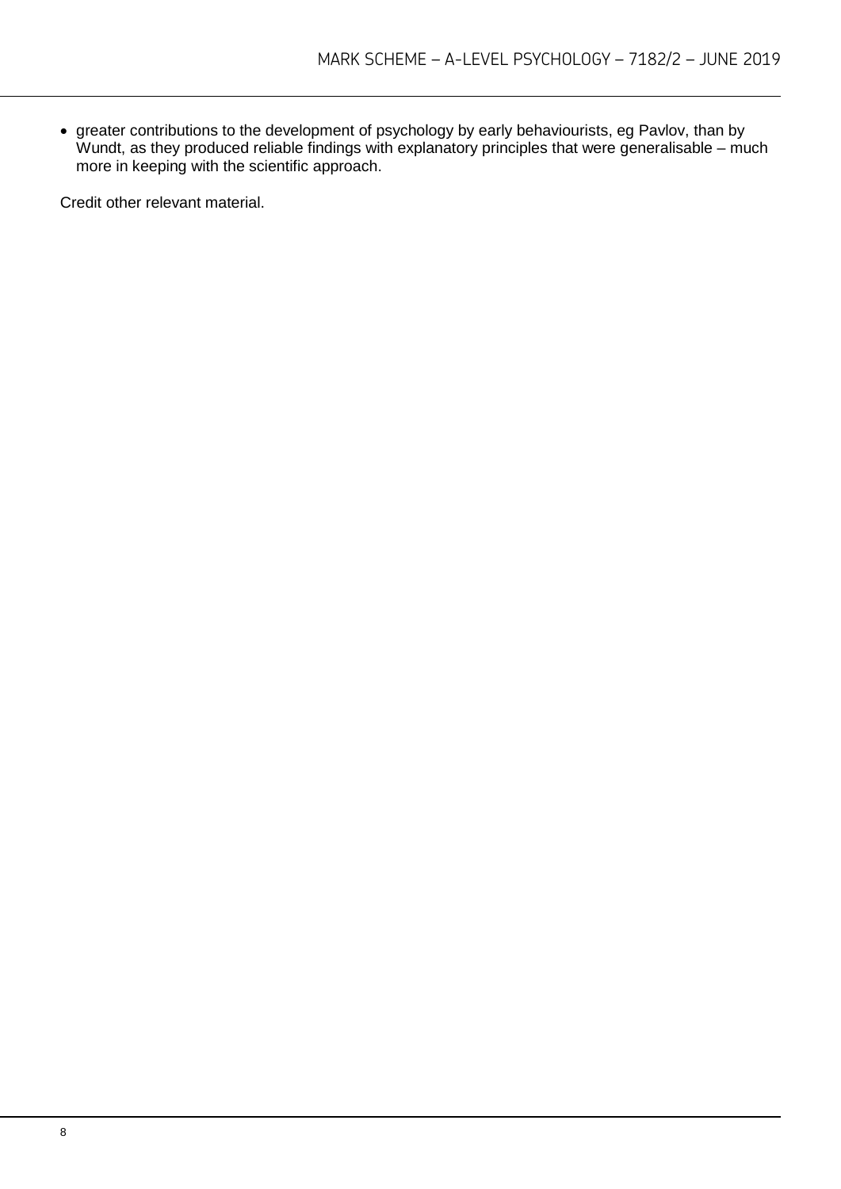- greater contributions to the development of psychology by early behaviourists, eg Pavlov, than by Wundt, as they produced reliable findings with explanatory principles that were generalisable – much more in keeping with the scientific approach.

Credit other relevant material.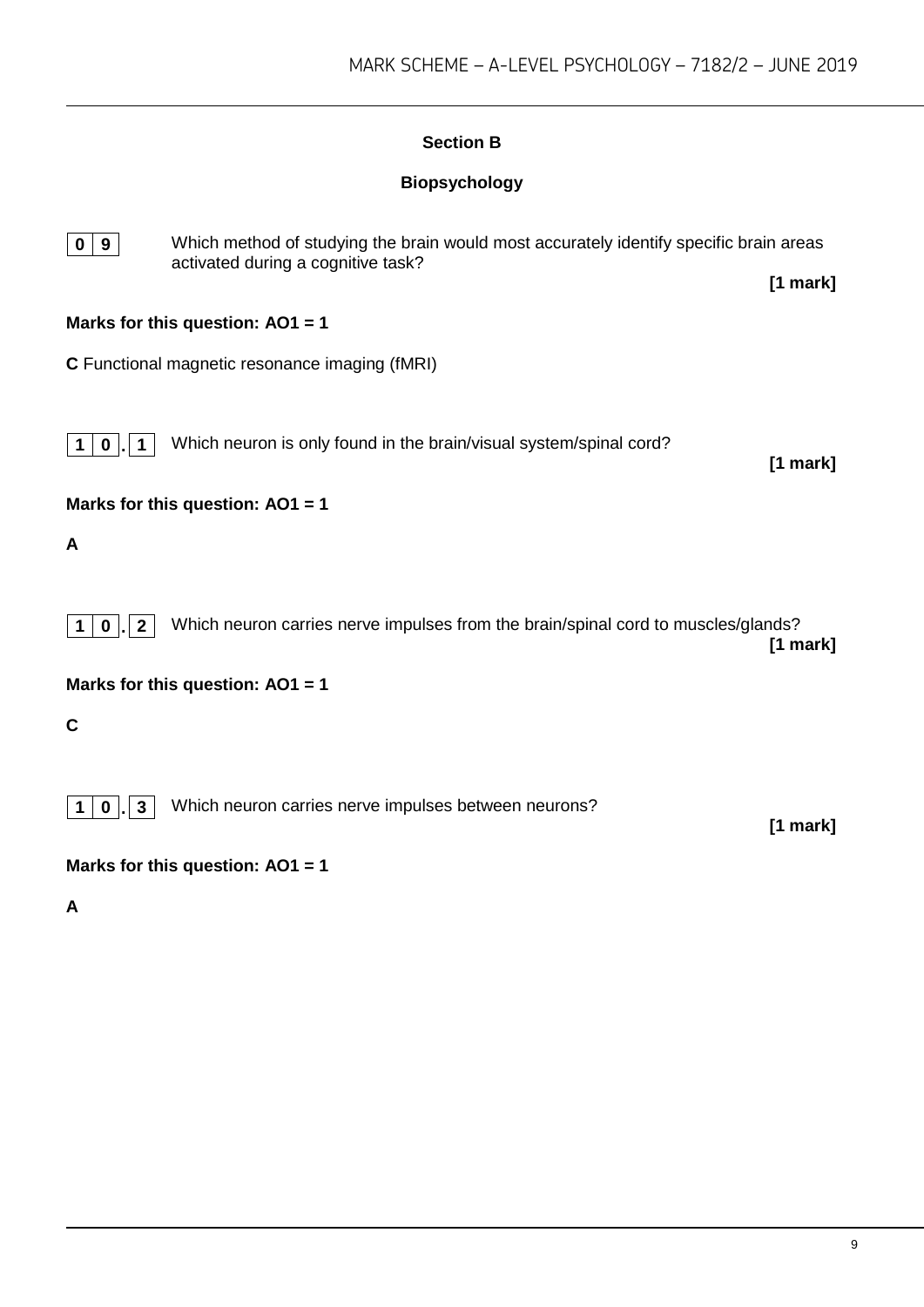## Section B

### Biopsychology

**0 9** Which method of studying the brain would most accurately identify specific brain areas activated during a cognitive task?

**[1 mark]**

**Marks for this question: AO1 = 1**

**C** Functional magnetic resonance imaging (fMRI)

**1 0 . 1** Which neuron is only found in the brain/visual system/spinal cord?

**[1 mark]**

**Marks for this question: AO1 = 1**

**A**

**1 0 . 2** Which neuron carries nerve impulses from the brain/spinal cord to muscles/glands?

**[1 mark]**

**Marks for this question: AO1 = 1**

**C**

**1 0 . 3** Which neuron carries nerve impulses between neurons?

**[1 mark]**

**Marks for this question: AO1 = 1**

**A**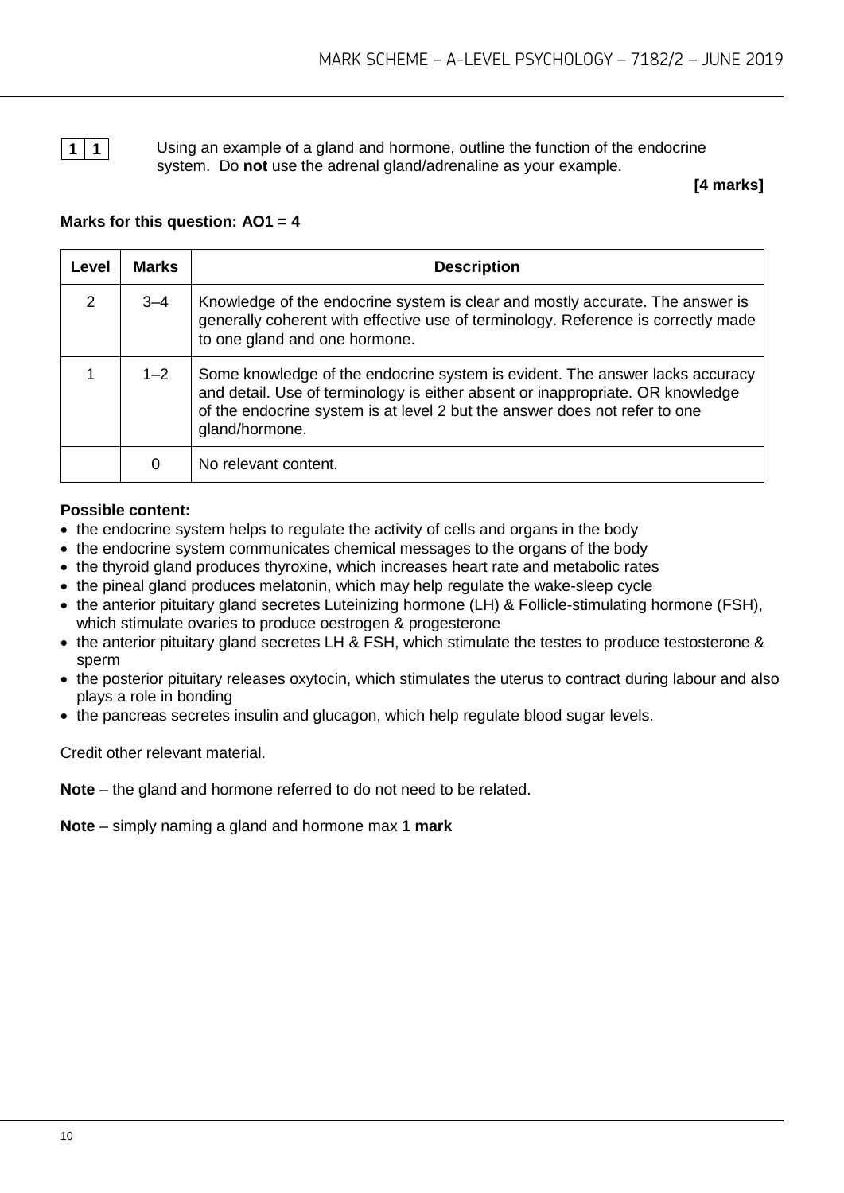**1 1** Using an example of a gland and hormone, outline the function of the endocrine system. Do **not** use the adrenal gland/adrenaline as your example.

**[4 marks]**

**Marks for this question: AO1 = 4**

| Level | Marks | Description |
|---|---|---|
| 2 | 3–4 | Knowledge of the endocrine system is clear and mostly accurate. The answer is generally coherent with effective use of terminology. Reference is correctly made to one gland and one hormone. |
| 1 | 1–2 | Some knowledge of the endocrine system is evident. The answer lacks accuracy and detail. Use of terminology is either absent or inappropriate. OR knowledge of the endocrine system is at level 2 but the answer does not refer to one gland/hormone. |
| | 0 | No relevant content. |

**Possible content:**

- the endocrine system helps to regulate the activity of cells and organs in the body
- the endocrine system communicates chemical messages to the organs of the body
- the thyroid gland produces thyroxine, which increases heart rate and metabolic rates
- the pineal gland produces melatonin, which may help regulate the wake-sleep cycle
- the anterior pituitary gland secretes Luteinizing hormone (LH) & Follicle-stimulating hormone (FSH), which stimulate ovaries to produce oestrogen & progesterone
- the anterior pituitary gland secretes LH & FSH, which stimulate the testes to produce testosterone & sperm
- the posterior pituitary releases oxytocin, which stimulates the uterus to contract during labour and also plays a role in bonding
- the pancreas secretes insulin and glucagon, which help regulate blood sugar levels.

Credit other relevant material.

**Note** – the gland and hormone referred to do not need to be related.

**Note** – simply naming a gland and hormone max **1 mark**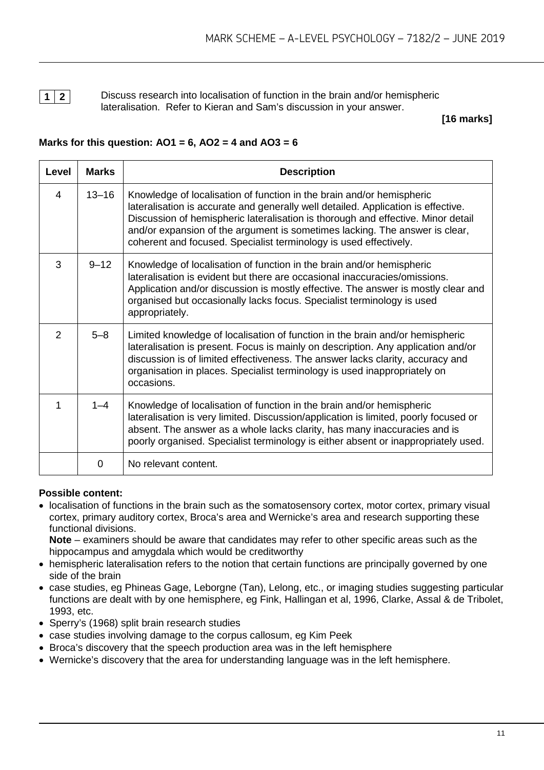**1 2** Discuss research into localisation of function in the brain and/or hemispheric lateralisation. Refer to Kieran and Sam's discussion in your answer.

**[16 marks]**

**Marks for this question: AO1 = 6, AO2 = 4 and AO3 = 6**

| Level | Marks | Description |
|---|---|---|
| 4 | 13–16 | Knowledge of localisation of function in the brain and/or hemispheric lateralisation is accurate and generally well detailed. Application is effective. Discussion of hemispheric lateralisation is thorough and effective. Minor detail and/or expansion of the argument is sometimes lacking. The answer is clear, coherent and focused. Specialist terminology is used effectively. |
| 3 | 9–12 | Knowledge of localisation of function in the brain and/or hemispheric lateralisation is evident but there are occasional inaccuracies/omissions. Application and/or discussion is mostly effective. The answer is mostly clear and organised but occasionally lacks focus. Specialist terminology is used appropriately. |
| 2 | 5–8 | Limited knowledge of localisation of function in the brain and/or hemispheric lateralisation is present. Focus is mainly on description. Any application and/or discussion is of limited effectiveness. The answer lacks clarity, accuracy and organisation in places. Specialist terminology is used inappropriately on occasions. |
| 1 | 1–4 | Knowledge of localisation of function in the brain and/or hemispheric lateralisation is very limited. Discussion/application is limited, poorly focused or absent. The answer as a whole lacks clarity, has many inaccuracies and is poorly organised. Specialist terminology is either absent or inappropriately used. |
| | 0 | No relevant content. |

**Possible content:**

- localisation of functions in the brain such as the somatosensory cortex, motor cortex, primary visual cortex, primary auditory cortex, Broca's area and Wernicke's area and research supporting these functional divisions.
  **Note** – examiners should be aware that candidates may refer to other specific areas such as the hippocampus and amygdala which would be creditworthy
- hemispheric lateralisation refers to the notion that certain functions are principally governed by one side of the brain
- case studies, eg Phineas Gage, Leborgne (Tan), Lelong, etc., or imaging studies suggesting particular functions are dealt with by one hemisphere, eg Fink, Hallingan et al, 1996, Clarke, Assal & de Tribolet, 1993, etc.
- Sperry's (1968) split brain research studies
- case studies involving damage to the corpus callosum, eg Kim Peek
- Broca's discovery that the speech production area was in the left hemisphere
- Wernicke's discovery that the area for understanding language was in the left hemisphere.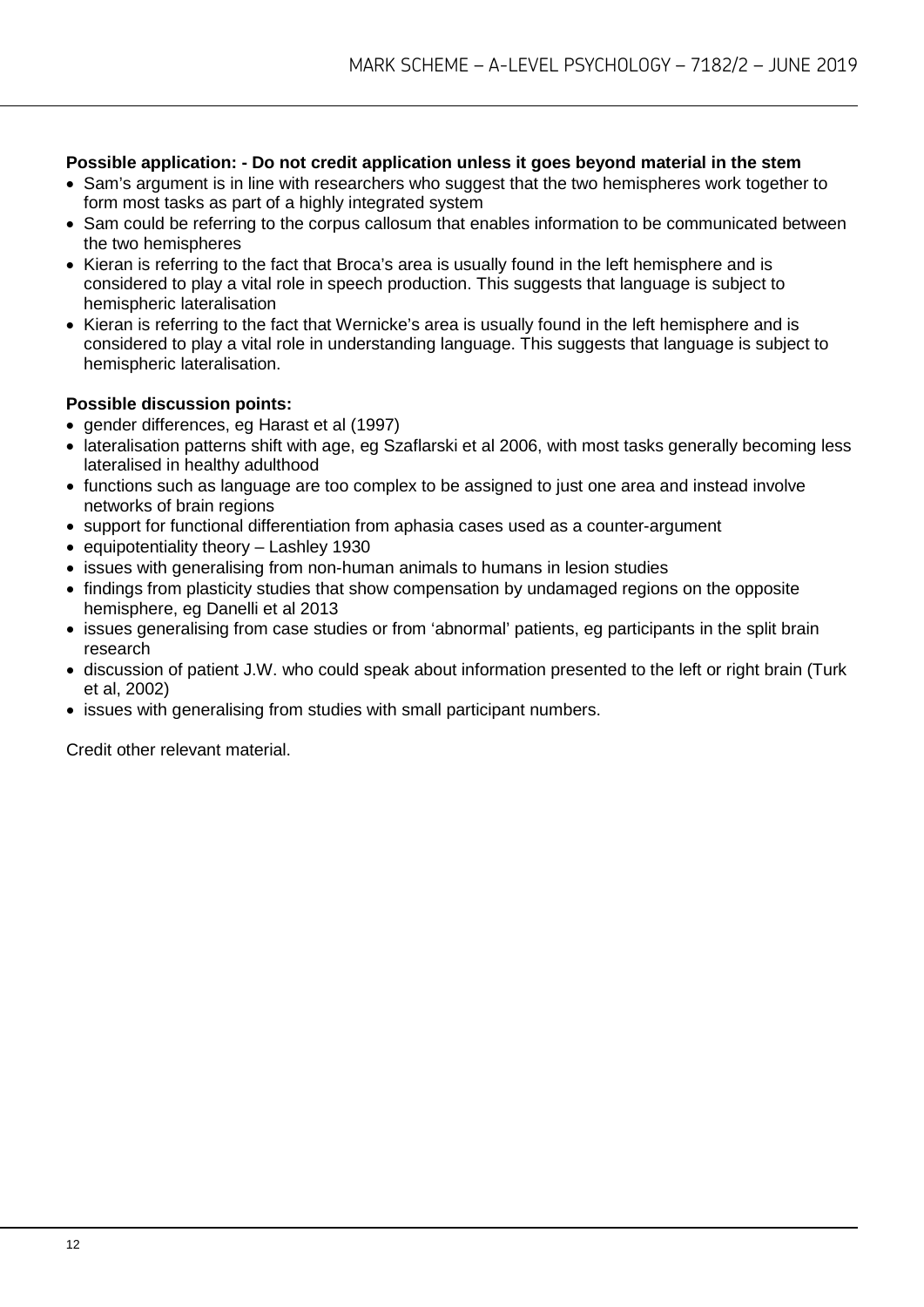**Possible application: - Do not credit application unless it goes beyond material in the stem**

- Sam's argument is in line with researchers who suggest that the two hemispheres work together to form most tasks as part of a highly integrated system
- Sam could be referring to the corpus callosum that enables information to be communicated between the two hemispheres
- Kieran is referring to the fact that Broca's area is usually found in the left hemisphere and is considered to play a vital role in speech production. This suggests that language is subject to hemispheric lateralisation
- Kieran is referring to the fact that Wernicke's area is usually found in the left hemisphere and is considered to play a vital role in understanding language. This suggests that language is subject to hemispheric lateralisation.

**Possible discussion points:**

- gender differences, eg Harast et al (1997)
- lateralisation patterns shift with age, eg Szaflarski et al 2006, with most tasks generally becoming less lateralised in healthy adulthood
- functions such as language are too complex to be assigned to just one area and instead involve networks of brain regions
- support for functional differentiation from aphasia cases used as a counter-argument
- equipotentiality theory – Lashley 1930
- issues with generalising from non-human animals to humans in lesion studies
- findings from plasticity studies that show compensation by undamaged regions on the opposite hemisphere, eg Danelli et al 2013
- issues generalising from case studies or from 'abnormal' patients, eg participants in the split brain research
- discussion of patient J.W. who could speak about information presented to the left or right brain (Turk et al, 2002)
- issues with generalising from studies with small participant numbers.

Credit other relevant material.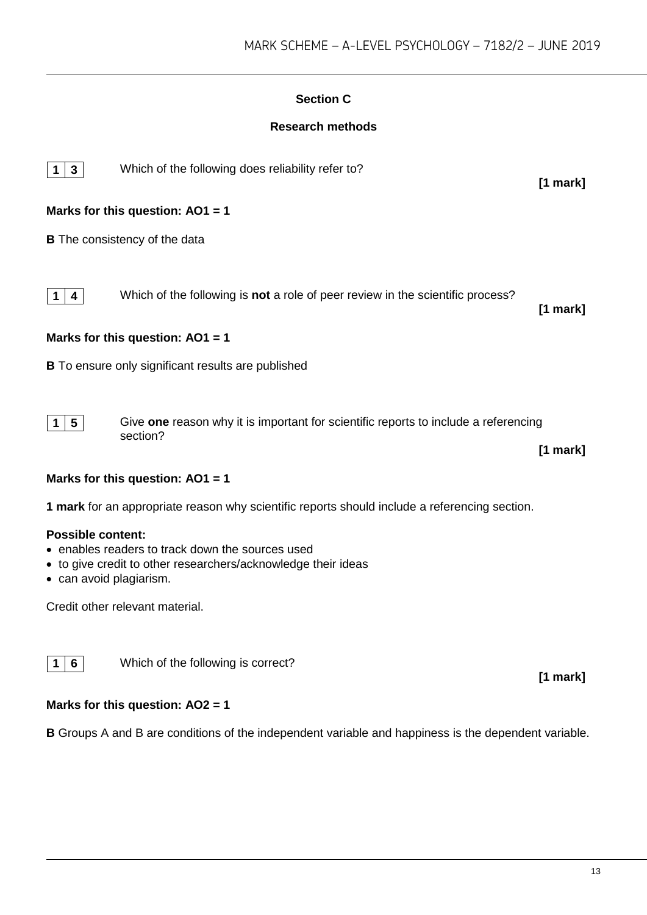## Section C

### Research methods

**1 3** Which of the following does reliability refer to? **[1 mark]**

**Marks for this question: AO1 = 1**

**B** The consistency of the data

**1 4** Which of the following is **not** a role of peer review in the scientific process? **[1 mark]**

**Marks for this question: AO1 = 1**

**B** To ensure only significant results are published

**1 5** Give **one** reason why it is important for scientific reports to include a referencing section? **[1 mark]**

**Marks for this question: AO1 = 1**

**1 mark** for an appropriate reason why scientific reports should include a referencing section.

**Possible content:**

- enables readers to track down the sources used
- to give credit to other researchers/acknowledge their ideas
- can avoid plagiarism.

Credit other relevant material.

**1 6** Which of the following is correct? **[1 mark]**

**Marks for this question: AO2 = 1**

**B** Groups A and B are conditions of the independent variable and happiness is the dependent variable.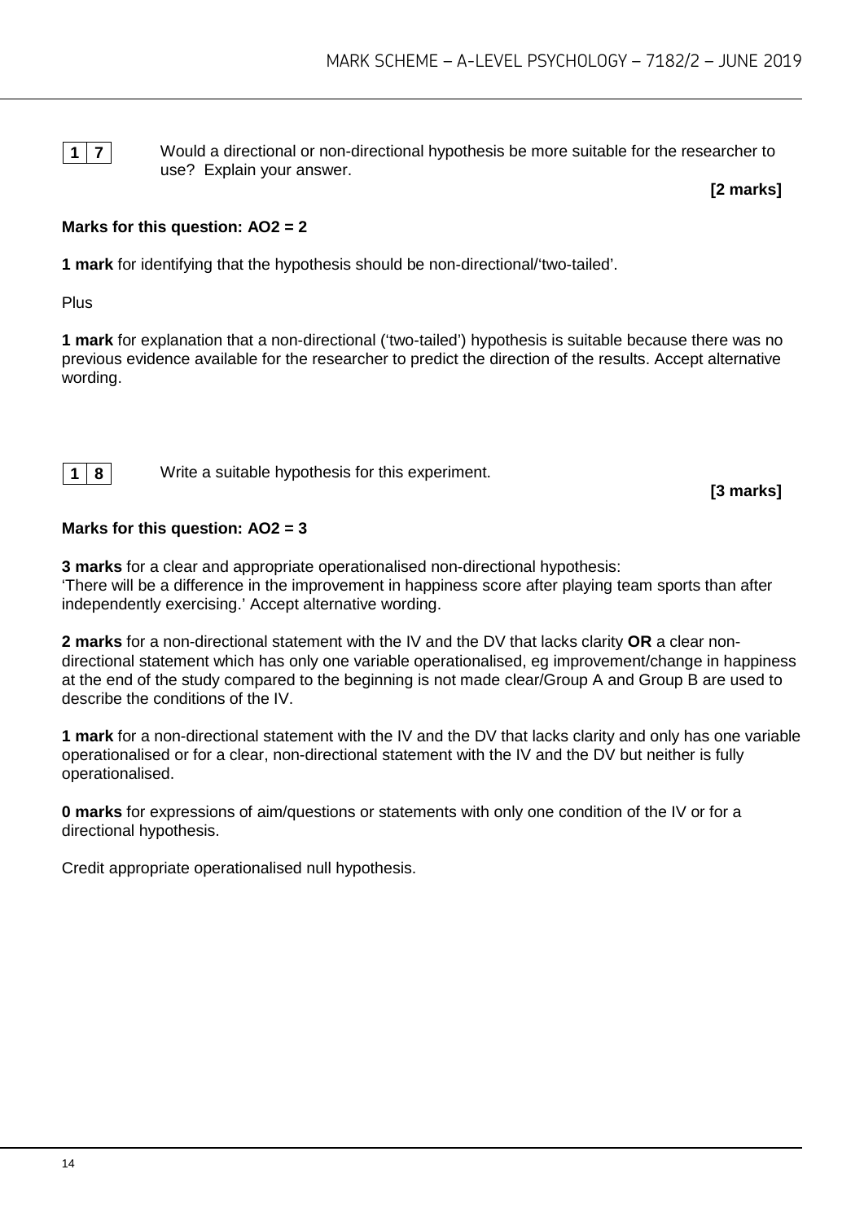**17** Would a directional or non-directional hypothesis be more suitable for the researcher to use? Explain your answer.

**[2 marks]**

**Marks for this question: AO2 = 2**

**1 mark** for identifying that the hypothesis should be non-directional/'two-tailed'.

Plus

**1 mark** for explanation that a non-directional ('two-tailed') hypothesis is suitable because there was no previous evidence available for the researcher to predict the direction of the results. Accept alternative wording.

**18** Write a suitable hypothesis for this experiment.

**[3 marks]**

**Marks for this question: AO2 = 3**

**3 marks** for a clear and appropriate operationalised non-directional hypothesis:
'There will be a difference in the improvement in happiness score after playing team sports than after independently exercising.' Accept alternative wording.

**2 marks** for a non-directional statement with the IV and the DV that lacks clarity **OR** a clear non-directional statement which has only one variable operationalised, eg improvement/change in happiness at the end of the study compared to the beginning is not made clear/Group A and Group B are used to describe the conditions of the IV.

**1 mark** for a non-directional statement with the IV and the DV that lacks clarity and only has one variable operationalised or for a clear, non-directional statement with the IV and the DV but neither is fully operationalised.

**0 marks** for expressions of aim/questions or statements with only one condition of the IV or for a directional hypothesis.

Credit appropriate operationalised null hypothesis.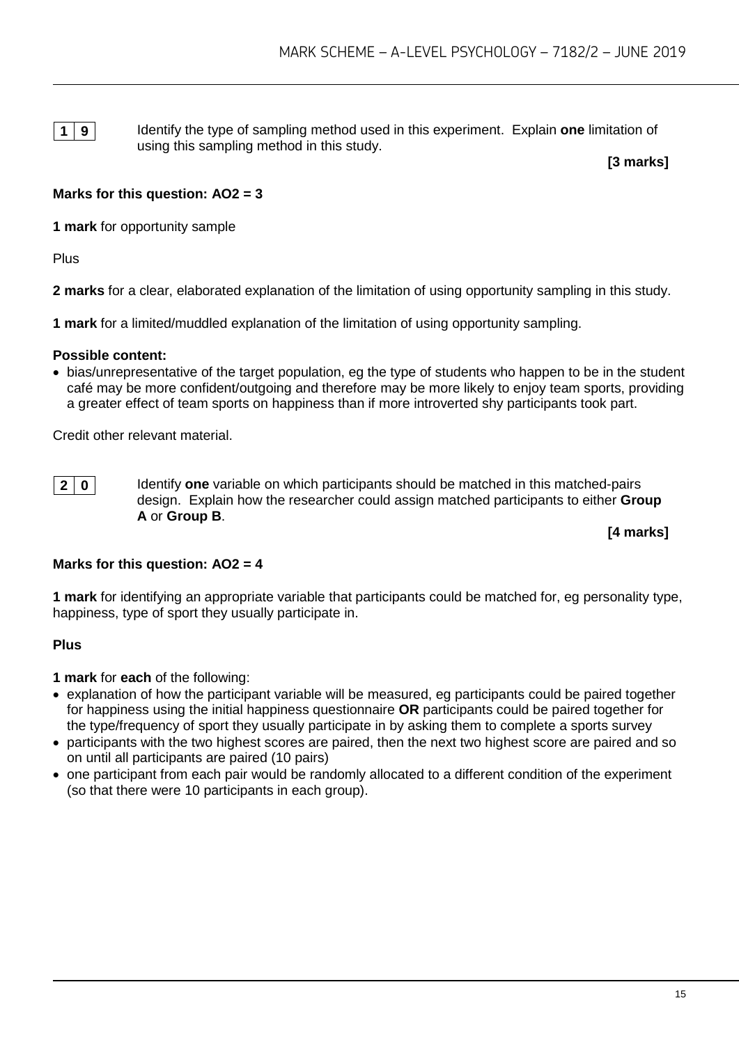**1 9** Identify the type of sampling method used in this experiment. Explain **one** limitation of using this sampling method in this study.

**[3 marks]**

**Marks for this question: AO2 = 3**

**1 mark** for opportunity sample

Plus

**2 marks** for a clear, elaborated explanation of the limitation of using opportunity sampling in this study.

**1 mark** for a limited/muddled explanation of the limitation of using opportunity sampling.

**Possible content:**

- bias/unrepresentative of the target population, eg the type of students who happen to be in the student café may be more confident/outgoing and therefore may be more likely to enjoy team sports, providing a greater effect of team sports on happiness than if more introverted shy participants took part.

Credit other relevant material.

**2 0** Identify **one** variable on which participants should be matched in this matched-pairs design. Explain how the researcher could assign matched participants to either **Group A** or **Group B**.

**[4 marks]**

**Marks for this question: AO2 = 4**

**1 mark** for identifying an appropriate variable that participants could be matched for, eg personality type, happiness, type of sport they usually participate in.

**Plus**

**1 mark** for **each** of the following:

- explanation of how the participant variable will be measured, eg participants could be paired together for happiness using the initial happiness questionnaire **OR** participants could be paired together for the type/frequency of sport they usually participate in by asking them to complete a sports survey
- participants with the two highest scores are paired, then the next two highest score are paired and so on until all participants are paired (10 pairs)
- one participant from each pair would be randomly allocated to a different condition of the experiment (so that there were 10 participants in each group).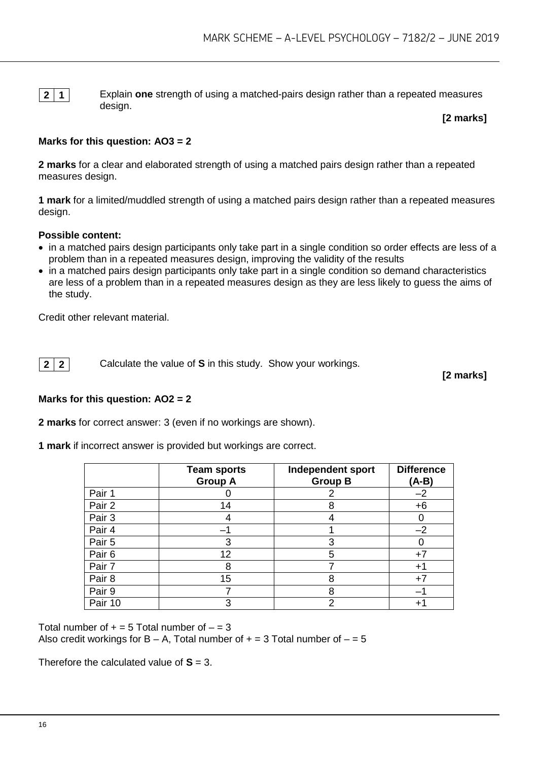**2 1** Explain **one** strength of using a matched-pairs design rather than a repeated measures design.

**[2 marks]**

**Marks for this question: AO3 = 2**

**2 marks** for a clear and elaborated strength of using a matched pairs design rather than a repeated measures design.

**1 mark** for a limited/muddled strength of using a matched pairs design rather than a repeated measures design.

**Possible content:**

- in a matched pairs design participants only take part in a single condition so order effects are less of a problem than in a repeated measures design, improving the validity of the results
- in a matched pairs design participants only take part in a single condition so demand characteristics are less of a problem than in a repeated measures design as they are less likely to guess the aims of the study.

Credit other relevant material.

**2 2** Calculate the value of **S** in this study. Show your workings.

**[2 marks]**

**Marks for this question: AO2 = 2**

**2 marks** for correct answer: 3 (even if no workings are shown).

**1 mark** if incorrect answer is provided but workings are correct.

| | **Team sports Group A** | **Independent sport Group B** | **Difference (A-B)** |
|---|---|---|---|
| Pair 1 | 0 | 2 | –2 |
| Pair 2 | 14 | 8 | +6 |
| Pair 3 | 4 | 4 | 0 |
| Pair 4 | –1 | 1 | –2 |
| Pair 5 | 3 | 3 | 0 |
| Pair 6 | 12 | 5 | +7 |
| Pair 7 | 8 | 7 | +1 |
| Pair 8 | 15 | 8 | +7 |
| Pair 9 | 7 | 8 | –1 |
| Pair 10 | 3 | 2 | +1 |

Total number of + = 5 Total number of – = 3
Also credit workings for B – A, Total number of + = 3 Total number of – = 5

Therefore the calculated value of **S** = 3.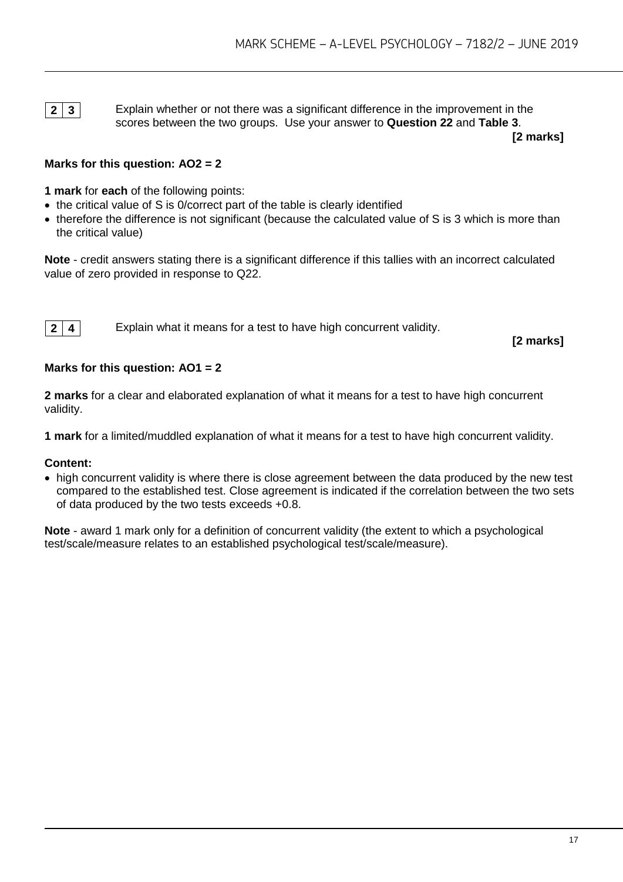**2 3** Explain whether or not there was a significant difference in the improvement in the scores between the two groups. Use your answer to **Question 22** and **Table 3**.

**[2 marks]**

**Marks for this question: AO2 = 2**

**1 mark** for **each** of the following points:

- the critical value of S is 0/correct part of the table is clearly identified
- therefore the difference is not significant (because the calculated value of S is 3 which is more than the critical value)

**Note** - credit answers stating there is a significant difference if this tallies with an incorrect calculated value of zero provided in response to Q22.

**2 4** Explain what it means for a test to have high concurrent validity.

**[2 marks]**

**Marks for this question: AO1 = 2**

**2 marks** for a clear and elaborated explanation of what it means for a test to have high concurrent validity.

**1 mark** for a limited/muddled explanation of what it means for a test to have high concurrent validity.

**Content:**

- high concurrent validity is where there is close agreement between the data produced by the new test compared to the established test. Close agreement is indicated if the correlation between the two sets of data produced by the two tests exceeds +0.8.

**Note** - award 1 mark only for a definition of concurrent validity (the extent to which a psychological test/scale/measure relates to an established psychological test/scale/measure).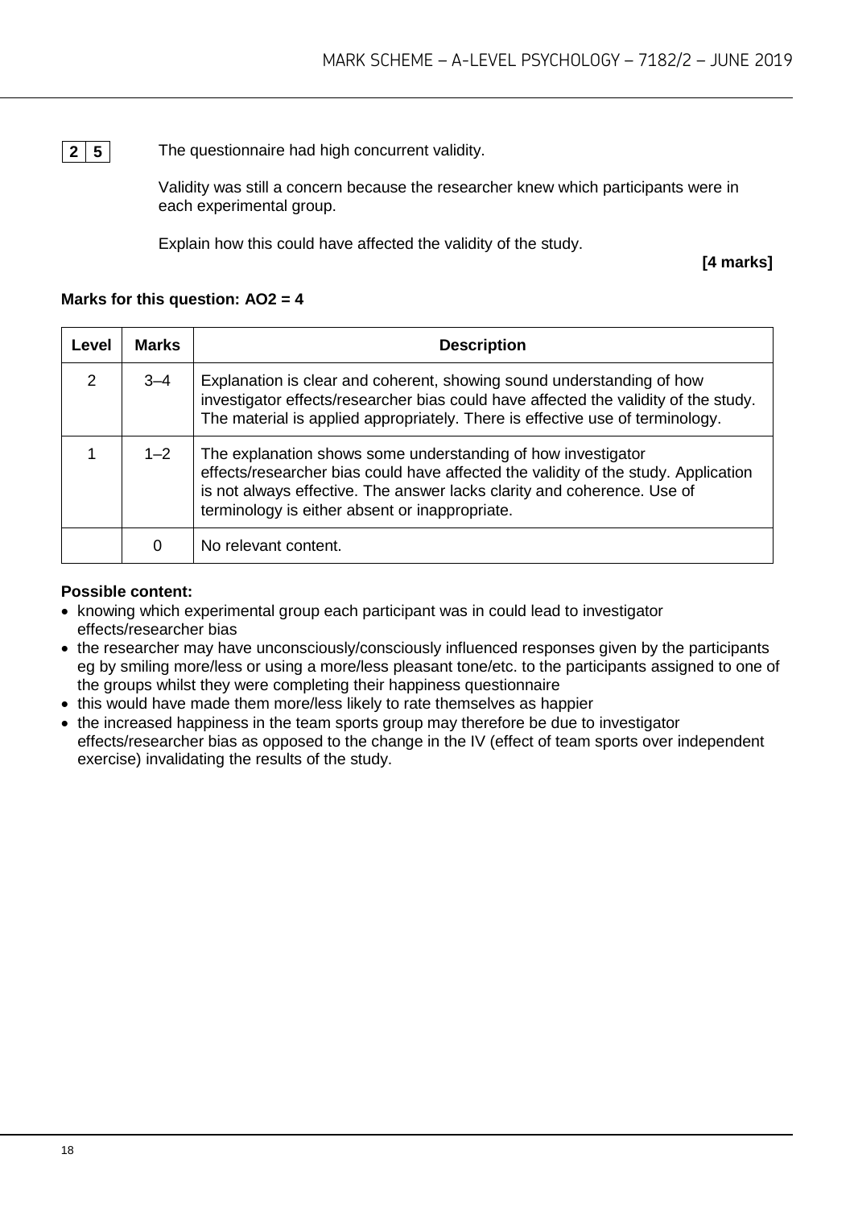**2 5** The questionnaire had high concurrent validity.

Validity was still a concern because the researcher knew which participants were in each experimental group.

Explain how this could have affected the validity of the study.

**[4 marks]**

**Marks for this question: AO2 = 4**

| Level | Marks | Description |
|---|---|---|
| 2 | 3–4 | Explanation is clear and coherent, showing sound understanding of how investigator effects/researcher bias could have affected the validity of the study. The material is applied appropriately. There is effective use of terminology. |
| 1 | 1–2 | The explanation shows some understanding of how investigator effects/researcher bias could have affected the validity of the study. Application is not always effective. The answer lacks clarity and coherence. Use of terminology is either absent or inappropriate. |
| | 0 | No relevant content. |

**Possible content:**

- knowing which experimental group each participant was in could lead to investigator effects/researcher bias
- the researcher may have unconsciously/consciously influenced responses given by the participants eg by smiling more/less or using a more/less pleasant tone/etc. to the participants assigned to one of the groups whilst they were completing their happiness questionnaire
- this would have made them more/less likely to rate themselves as happier
- the increased happiness in the team sports group may therefore be due to investigator effects/researcher bias as opposed to the change in the IV (effect of team sports over independent exercise) invalidating the results of the study.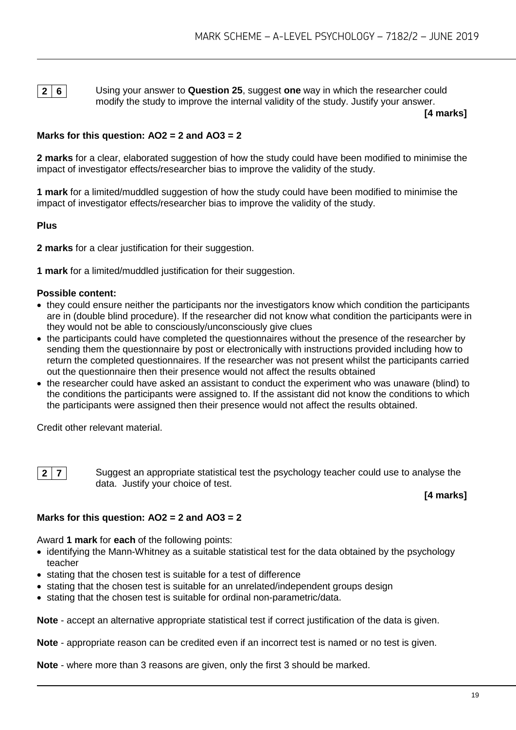**2 6** Using your answer to **Question 25**, suggest **one** way in which the researcher could modify the study to improve the internal validity of the study. Justify your answer.

**[4 marks]**

**Marks for this question: AO2 = 2 and AO3 = 2**

**2 marks** for a clear, elaborated suggestion of how the study could have been modified to minimise the impact of investigator effects/researcher bias to improve the validity of the study.

**1 mark** for a limited/muddled suggestion of how the study could have been modified to minimise the impact of investigator effects/researcher bias to improve the validity of the study.

**Plus**

**2 marks** for a clear justification for their suggestion.

**1 mark** for a limited/muddled justification for their suggestion.

**Possible content:**

- they could ensure neither the participants nor the investigators know which condition the participants are in (double blind procedure). If the researcher did not know what condition the participants were in they would not be able to consciously/unconsciously give clues
- the participants could have completed the questionnaires without the presence of the researcher by sending them the questionnaire by post or electronically with instructions provided including how to return the completed questionnaires. If the researcher was not present whilst the participants carried out the questionnaire then their presence would not affect the results obtained
- the researcher could have asked an assistant to conduct the experiment who was unaware (blind) to the conditions the participants were assigned to. If the assistant did not know the conditions to which the participants were assigned then their presence would not affect the results obtained.

Credit other relevant material.

**2 7** Suggest an appropriate statistical test the psychology teacher could use to analyse the data. Justify your choice of test.

**[4 marks]**

**Marks for this question: AO2 = 2 and AO3 = 2**

Award **1 mark** for **each** of the following points:

- identifying the Mann-Whitney as a suitable statistical test for the data obtained by the psychology teacher
- stating that the chosen test is suitable for a test of difference
- stating that the chosen test is suitable for an unrelated/independent groups design
- stating that the chosen test is suitable for ordinal non-parametric/data.

**Note** - accept an alternative appropriate statistical test if correct justification of the data is given.

**Note** - appropriate reason can be credited even if an incorrect test is named or no test is given.

**Note** - where more than 3 reasons are given, only the first 3 should be marked.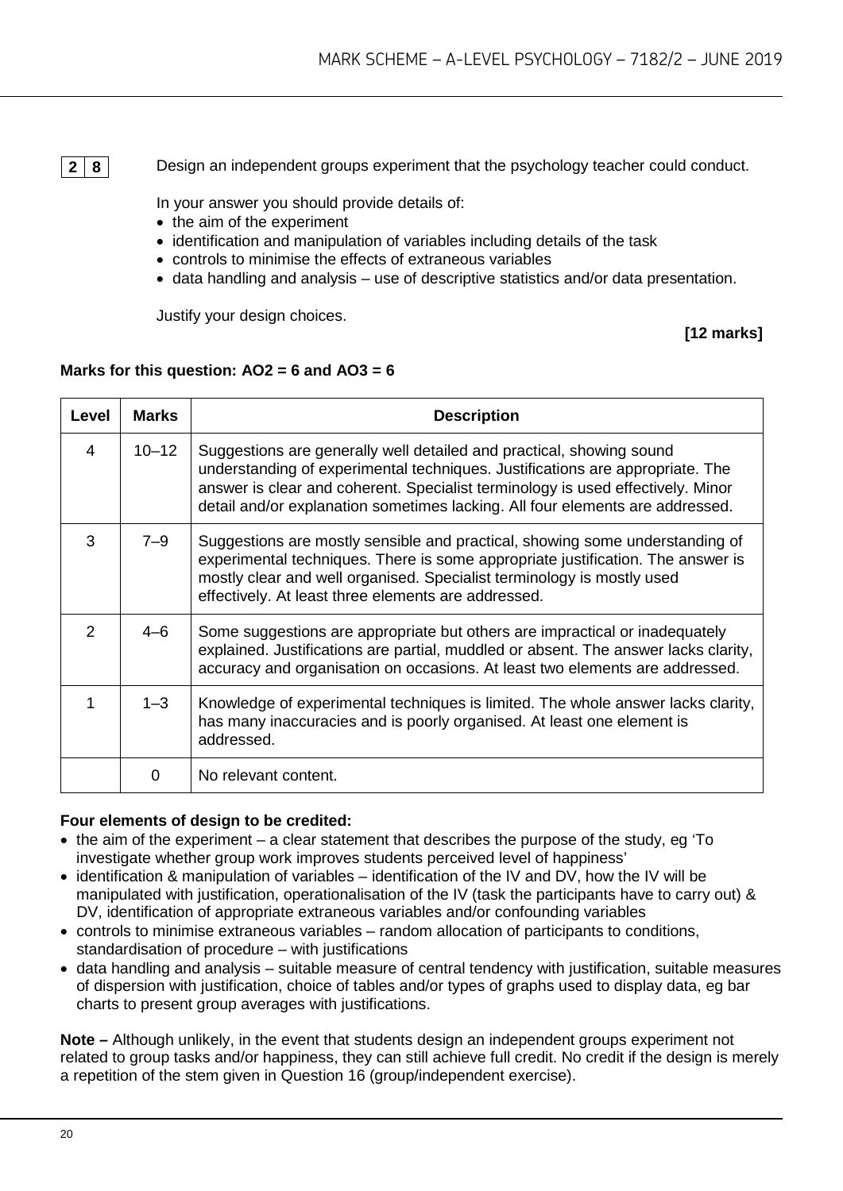**2 8** Design an independent groups experiment that the psychology teacher could conduct.

In your answer you should provide details of:

- the aim of the experiment
- identification and manipulation of variables including details of the task
- controls to minimise the effects of extraneous variables
- data handling and analysis – use of descriptive statistics and/or data presentation.

Justify your design choices.

**[12 marks]**

**Marks for this question: AO2 = 6 and AO3 = 6**

| Level | Marks | Description |
|---|---|---|
| 4 | 10–12 | Suggestions are generally well detailed and practical, showing sound understanding of experimental techniques. Justifications are appropriate. The answer is clear and coherent. Specialist terminology is used effectively. Minor detail and/or explanation sometimes lacking. All four elements are addressed. |
| 3 | 7–9 | Suggestions are mostly sensible and practical, showing some understanding of experimental techniques. There is some appropriate justification. The answer is mostly clear and well organised. Specialist terminology is mostly used effectively. At least three elements are addressed. |
| 2 | 4–6 | Some suggestions are appropriate but others are impractical or inadequately explained. Justifications are partial, muddled or absent. The answer lacks clarity, accuracy and organisation on occasions. At least two elements are addressed. |
| 1 | 1–3 | Knowledge of experimental techniques is limited. The whole answer lacks clarity, has many inaccuracies and is poorly organised. At least one element is addressed. |
| | 0 | No relevant content. |

**Four elements of design to be credited:**

- the aim of the experiment – a clear statement that describes the purpose of the study, eg 'To investigate whether group work improves students perceived level of happiness'
- identification & manipulation of variables – identification of the IV and DV, how the IV will be manipulated with justification, operationalisation of the IV (task the participants have to carry out) & DV, identification of appropriate extraneous variables and/or confounding variables
- controls to minimise extraneous variables – random allocation of participants to conditions, standardisation of procedure – with justifications
- data handling and analysis – suitable measure of central tendency with justification, suitable measures of dispersion with justification, choice of tables and/or types of graphs used to display data, eg bar charts to present group averages with justifications.

**Note –** Although unlikely, in the event that students design an independent groups experiment not related to group tasks and/or happiness, they can still achieve full credit. No credit if the design is merely a repetition of the stem given in Question 16 (group/independent exercise).